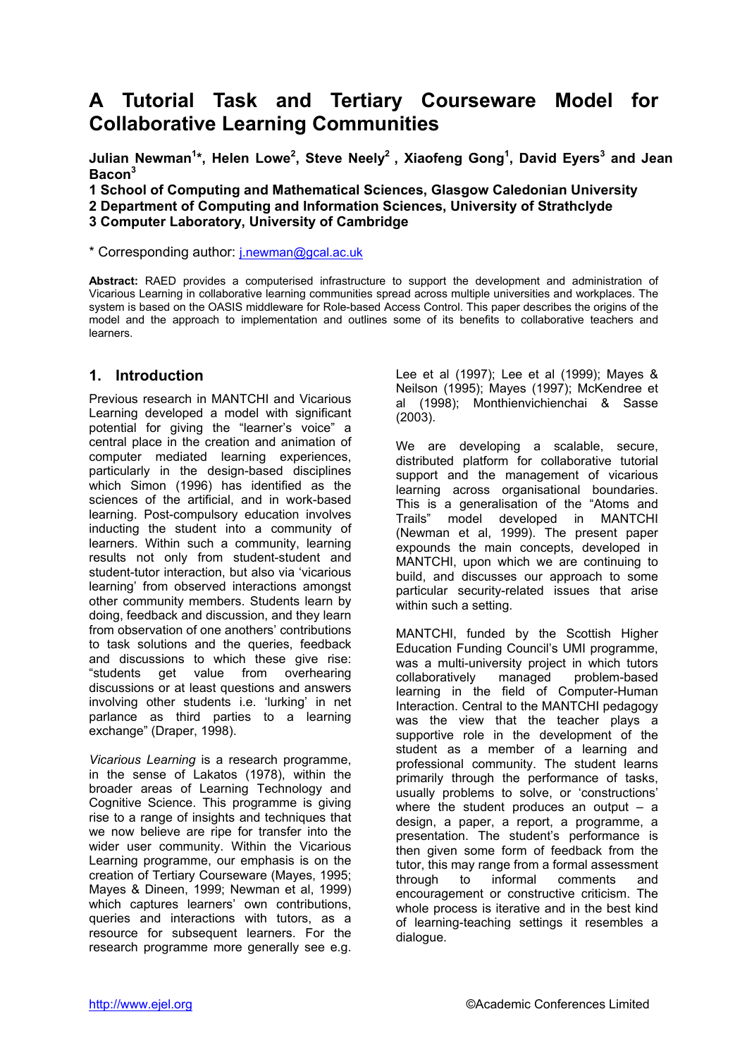# A Tutorial Task and Tertiary Courseware Model for Collaborative Learning Communities

**Julian Newman[1]*, Helen Lowe[2], Steve Neely[2], Xiaofeng Gong[1], David Eyers[3] and Jean Bacon[3]**

**1 School of Computing and Mathematical Sciences, Glasgow Caledonian University**
**2 Department of Computing and Information Sciences, University of Strathclyde**
**3 Computer Laboratory, University of Cambridge**

* Corresponding author: j.newman@gcal.ac.uk

**Abstract:** RAED provides a computerised infrastructure to support the development and administration of Vicarious Learning in collaborative learning communities spread across multiple universities and workplaces. The system is based on the OASIS middleware for Role-based Access Control. This paper describes the origins of the model and the approach to implementation and outlines some of its benefits to collaborative teachers and learners.

## 1. Introduction

Previous research in MANTCHI and Vicarious Learning developed a model with significant potential for giving the "learner's voice" a central place in the creation and animation of computer mediated learning experiences, particularly in the design-based disciplines which Simon (1996) has identified as the sciences of the artificial, and in work-based learning. Post-compulsory education involves inducting the student into a community of learners. Within such a community, learning results not only from student-student and student-tutor interaction, but also via 'vicarious learning' from observed interactions amongst other community members. Students learn by doing, feedback and discussion, and they learn from observation of one anothers' contributions to task solutions and the queries, feedback and discussions to which these give rise: "students get value from overhearing discussions or at least questions and answers involving other students i.e. 'lurking' in net parlance as third parties to a learning exchange" (Draper, 1998).

*Vicarious Learning* is a research programme, in the sense of Lakatos (1978), within the broader areas of Learning Technology and Cognitive Science. This programme is giving rise to a range of insights and techniques that we now believe are ripe for transfer into the wider user community. Within the Vicarious Learning programme, our emphasis is on the creation of Tertiary Courseware (Mayes, 1995; Mayes & Dineen, 1999; Newman et al, 1999) which captures learners' own contributions, queries and interactions with tutors, as a resource for subsequent learners. For the research programme more generally see e.g. Lee et al (1997); Lee et al (1999); Mayes & Neilson (1995); Mayes (1997); McKendree et al (1998); Monthienvichienchai & Sasse (2003).

We are developing a scalable, secure, distributed platform for collaborative tutorial support and the management of vicarious learning across organisational boundaries. This is a generalisation of the "Atoms and Trails" model developed in MANTCHI (Newman et al, 1999). The present paper expounds the main concepts, developed in MANTCHI, upon which we are continuing to build, and discusses our approach to some particular security-related issues that arise within such a setting.

MANTCHI, funded by the Scottish Higher Education Funding Council's UMI programme, was a multi-university project in which tutors collaboratively managed problem-based learning in the field of Computer-Human Interaction. Central to the MANTCHI pedagogy was the view that the teacher plays a supportive role in the development of the student as a member of a learning and professional community. The student learns primarily through the performance of tasks, usually problems to solve, or 'constructions' where the student produces an output – a design, a paper, a report, a programme, a presentation. The student's performance is then given some form of feedback from the tutor, this may range from a formal assessment through to informal comments and encouragement or constructive criticism. The whole process is iterative and in the best kind of learning-teaching settings it resembles a dialogue.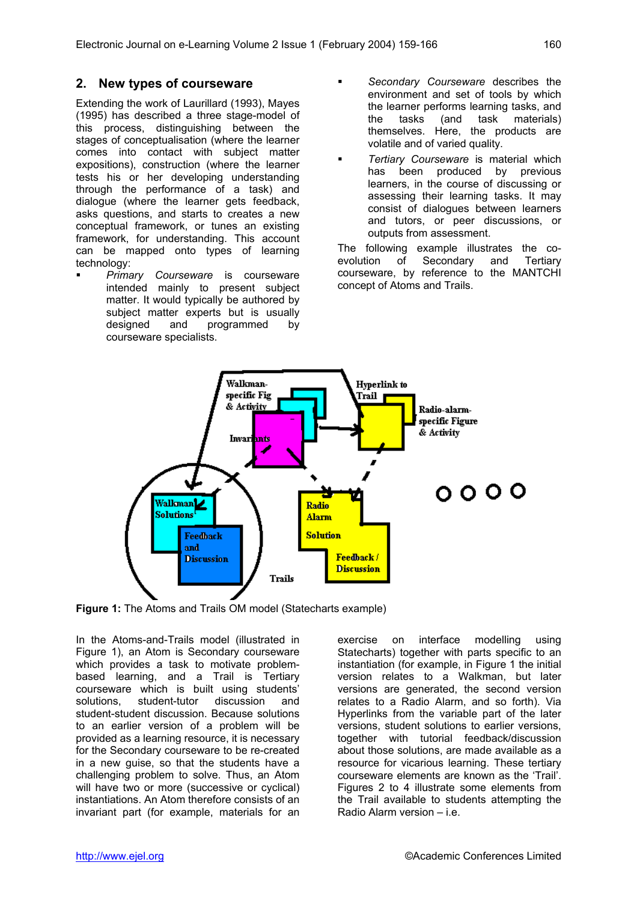## 2. New types of courseware

Extending the work of Laurillard (1993), Mayes (1995) has described a three stage-model of this process, distinguishing between the stages of conceptualisation (where the learner comes into contact with subject matter expositions), construction (where the learner tests his or her developing understanding through the performance of a task) and dialogue (where the learner gets feedback, asks questions, and starts to creates a new conceptual framework, or tunes an existing framework, for understanding. This account can be mapped onto types of learning technology:

- *Primary Courseware* is courseware intended mainly to present subject matter. It would typically be authored by subject matter experts but is usually designed and programmed by courseware specialists.
- *Secondary Courseware* describes the environment and set of tools by which the learner performs learning tasks, and the tasks (and task materials) themselves. Here, the products are volatile and of varied quality.
- *Tertiary Courseware* is material which has been produced by previous learners, in the course of discussing or assessing their learning tasks. It may consist of dialogues between learners and tutors, or peer discussions, or outputs from assessment.

The following example illustrates the co-evolution of Secondary and Tertiary courseware, by reference to the MANTCHI concept of Atoms and Trails.

**Figure 1:** The Atoms and Trails OM model (Statecharts example)

In the Atoms-and-Trails model (illustrated in Figure 1), an Atom is Secondary courseware which provides a task to motivate problem-based learning, and a Trail is Tertiary courseware which is built using students' solutions, student-tutor discussion and student-student discussion. Because solutions to an earlier version of a problem will be provided as a learning resource, it is necessary for the Secondary courseware to be re-created in a new guise, so that the students have a challenging problem to solve. Thus, an Atom will have two or more (successive or cyclical) instantiations. An Atom therefore consists of an invariant part (for example, materials for an exercise on interface modelling using Statecharts) together with parts specific to an instantiation (for example, in Figure 1 the initial version relates to a Walkman, but later versions are generated, the second version relates to a Radio Alarm, and so forth). Via Hyperlinks from the variable part of the later versions, student solutions to earlier versions, together with tutorial feedback/discussion about those solutions, are made available as a resource for vicarious learning. These tertiary courseware elements are known as the 'Trail'. Figures 2 to 4 illustrate some elements from the Trail available to students attempting the Radio Alarm version – i.e.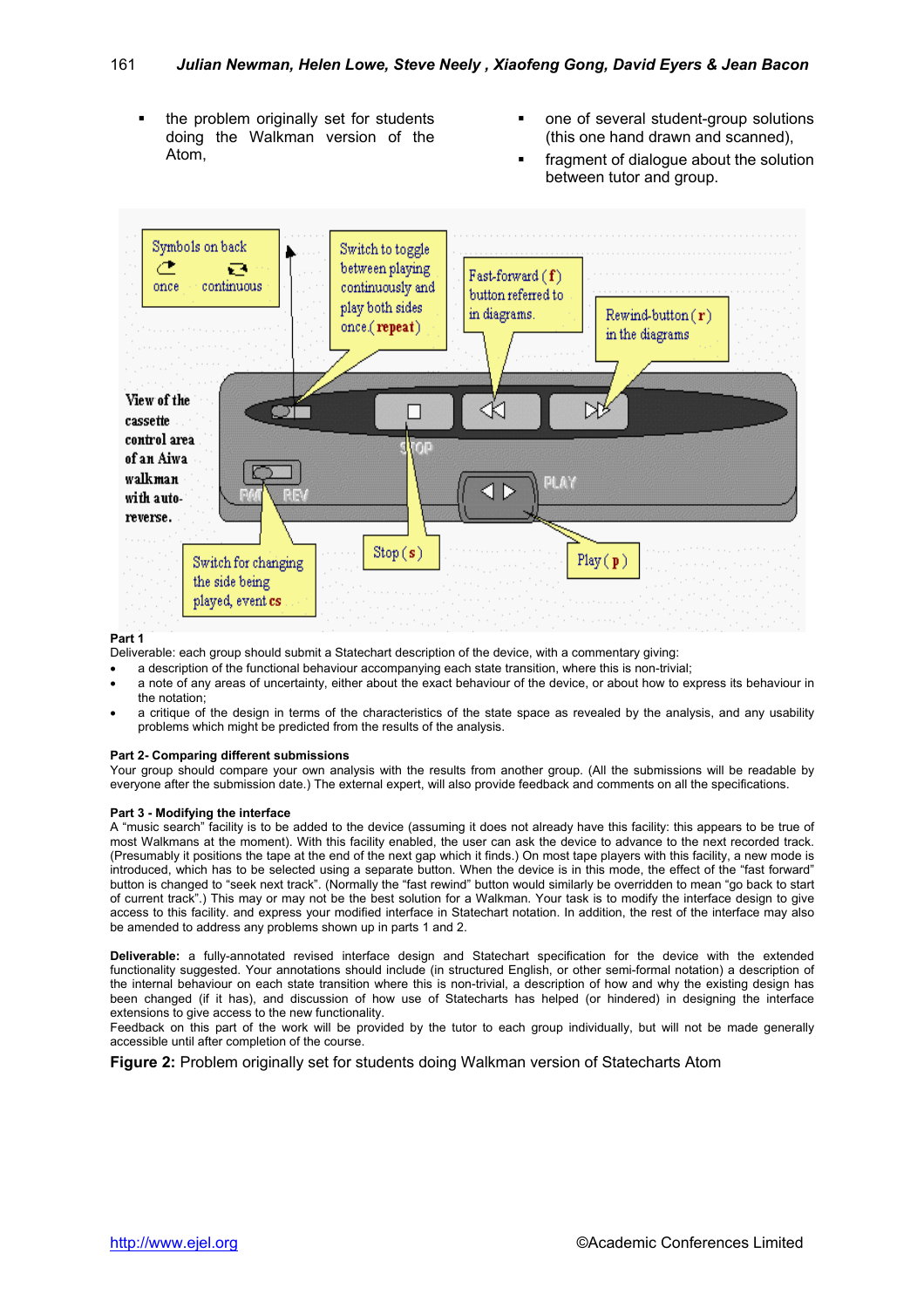- the problem originally set for students doing the Walkman version of the Atom,
- one of several student-group solutions (this one hand drawn and scanned),
- fragment of dialogue about the solution between tutor and group.

**Part 1**

Deliverable: each group should submit a Statechart description of the device, with a commentary giving:

- a description of the functional behaviour accompanying each state transition, where this is non-trivial;
- a note of any areas of uncertainty, either about the exact behaviour of the device, or about how to express its behaviour in the notation;
- a critique of the design in terms of the characteristics of the state space as revealed by the analysis, and any usability problems which might be predicted from the results of the analysis.

**Part 2- Comparing different submissions**

Your group should compare your own analysis with the results from another group. (All the submissions will be readable by everyone after the submission date.) The external expert, will also provide feedback and comments on all the specifications.

**Part 3 - Modifying the interface**

A "music search" facility is to be added to the device (assuming it does not already have this facility: this appears to be true of most Walkmans at the moment). With this facility enabled, the user can ask the device to advance to the next recorded track. (Presumably it positions the tape at the end of the next gap which it finds.) On most tape players with this facility, a new mode is introduced, which has to be selected using a separate button. When the device is in this mode, the effect of the "fast forward" button is changed to "seek next track". (Normally the "fast rewind" button would similarly be overridden to mean "go back to start of current track".) This may or may not be the best solution for a Walkman. Your task is to modify the interface design to give access to this facility. and express your modified interface in Statechart notation. In addition, the rest of the interface may also be amended to address any problems shown up in parts 1 and 2.

**Deliverable:** a fully-annotated revised interface design and Statechart specification for the device with the extended functionality suggested. Your annotations should include (in structured English, or other semi-formal notation) a description of the internal behaviour on each state transition where this is non-trivial, a description of how and why the existing design has been changed (if it has), and discussion of how use of Statecharts has helped (or hindered) in designing the interface extensions to give access to the new functionality.

Feedback on this part of the work will be provided by the tutor to each group individually, but will not be made generally accessible until after completion of the course.

**Figure 2:** Problem originally set for students doing Walkman version of Statecharts Atom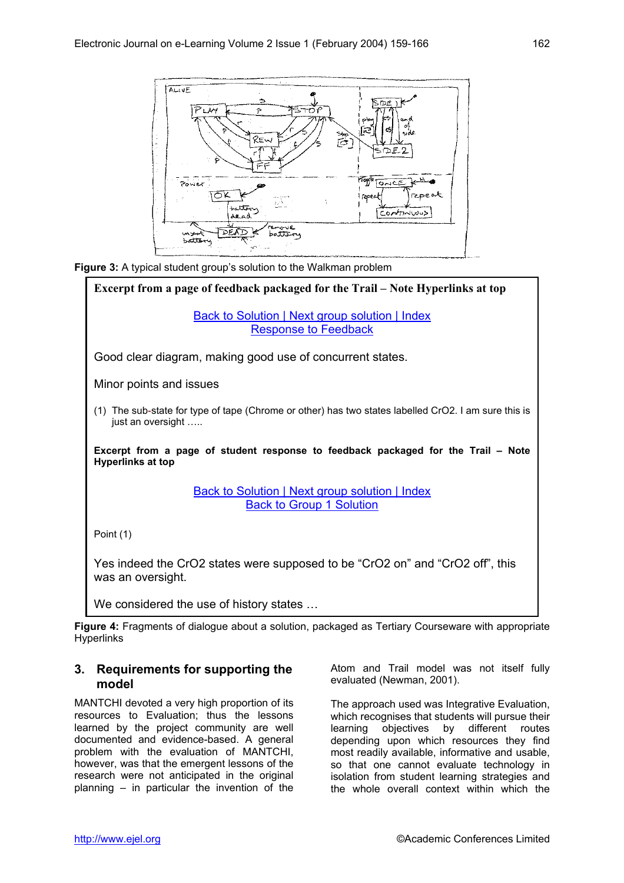**Figure 3:** A typical student group's solution to the Walkman problem

**Excerpt from a page of feedback packaged for the Trail – Note Hyperlinks at top**

Back to Solution | Next group solution | Index
Response to Feedback

Good clear diagram, making good use of concurrent states.

Minor points and issues

(1) The sub-state for type of tape (Chrome or other) has two states labelled CrO2. I am sure this is just an oversight …..

**Excerpt from a page of student response to feedback packaged for the Trail – Note Hyperlinks at top**

Back to Solution | Next group solution | Index
Back to Group 1 Solution

Point (1)

Yes indeed the CrO2 states were supposed to be "CrO2 on" and "CrO2 off", this was an oversight.

We considered the use of history states …

**Figure 4:** Fragments of dialogue about a solution, packaged as Tertiary Courseware with appropriate Hyperlinks

## 3. Requirements for supporting the model

MANTCHI devoted a very high proportion of its resources to Evaluation; thus the lessons learned by the project community are well documented and evidence-based. A general problem with the evaluation of MANTCHI, however, was that the emergent lessons of the research were not anticipated in the original planning – in particular the invention of the Atom and Trail model was not itself fully evaluated (Newman, 2001).

The approach used was Integrative Evaluation, which recognises that students will pursue their learning objectives by different routes depending upon which resources they find most readily available, informative and usable, so that one cannot evaluate technology in isolation from student learning strategies and the whole overall context within which the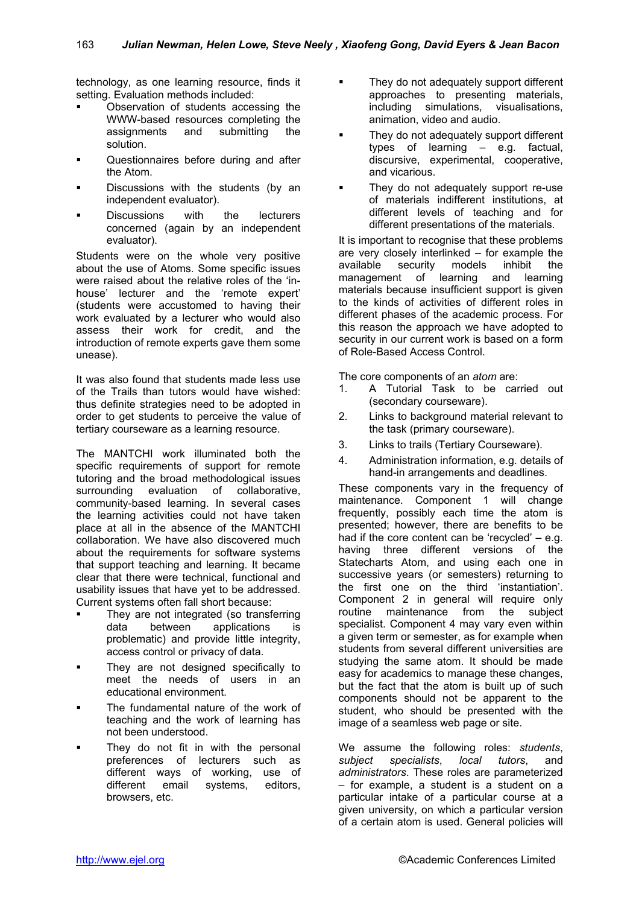technology, as one learning resource, finds it setting. Evaluation methods included:

- Observation of students accessing the WWW-based resources completing the assignments and submitting the solution.
- Questionnaires before during and after the Atom.
- Discussions with the students (by an independent evaluator).
- Discussions with the lecturers concerned (again by an independent evaluator).

Students were on the whole very positive about the use of Atoms. Some specific issues were raised about the relative roles of the 'in-house' lecturer and the 'remote expert' (students were accustomed to having their work evaluated by a lecturer who would also assess their work for credit, and the introduction of remote experts gave them some unease).

It was also found that students made less use of the Trails than tutors would have wished: thus definite strategies need to be adopted in order to get students to perceive the value of tertiary courseware as a learning resource.

The MANTCHI work illuminated both the specific requirements of support for remote tutoring and the broad methodological issues surrounding evaluation of collaborative, community-based learning. In several cases the learning activities could not have taken place at all in the absence of the MANTCHI collaboration. We have also discovered much about the requirements for software systems that support teaching and learning. It became clear that there were technical, functional and usability issues that have yet to be addressed. Current systems often fall short because:

- They are not integrated (so transferring data between applications is problematic) and provide little integrity, access control or privacy of data.
- They are not designed specifically to meet the needs of users in an educational environment.
- The fundamental nature of the work of teaching and the work of learning has not been understood.
- They do not fit in with the personal preferences of lecturers such as different ways of working, use of different email systems, editors, browsers, etc.
- They do not adequately support different approaches to presenting materials, including simulations, visualisations, animation, video and audio.
- They do not adequately support different types of learning – e.g. factual, discursive, experimental, cooperative, and vicarious.
- They do not adequately support re-use of materials indifferent institutions, at different levels of teaching and for different presentations of the materials.

It is important to recognise that these problems are very closely interlinked – for example the available security models inhibit the management of learning and learning materials because insufficient support is given to the kinds of activities of different roles in different phases of the academic process. For this reason the approach we have adopted to security in our current work is based on a form of Role-Based Access Control.

The core components of an *atom* are:

1. A Tutorial Task to be carried out (secondary courseware).
2. Links to background material relevant to the task (primary courseware).
3. Links to trails (Tertiary Courseware).
4. Administration information, e.g. details of hand-in arrangements and deadlines.

These components vary in the frequency of maintenance. Component 1 will change frequently, possibly each time the atom is presented; however, there are benefits to be had if the core content can be 'recycled' – e.g. having three different versions of the Statecharts Atom, and using each one in successive years (or semesters) returning to the first one on the third 'instantiation'. Component 2 in general will require only routine maintenance from the subject specialist. Component 4 may vary even within a given term or semester, as for example when students from several different universities are studying the same atom. It should be made easy for academics to manage these changes, but the fact that the atom is built up of such components should not be apparent to the student, who should be presented with the image of a seamless web page or site.

We assume the following roles: *students*, *subject specialists*, *local tutors*, and *administrators*. These roles are parameterized – for example, a student is a student on a particular intake of a particular course at a given university, on which a particular version of a certain atom is used. General policies will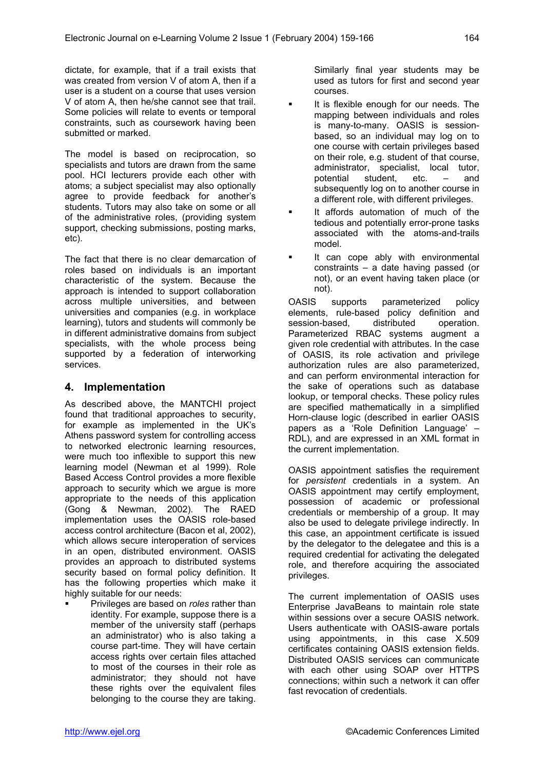dictate, for example, that if a trail exists that was created from version V of atom A, then if a user is a student on a course that uses version V of atom A, then he/she cannot see that trail. Some policies will relate to events or temporal constraints, such as coursework having been submitted or marked.

The model is based on reciprocation, so specialists and tutors are drawn from the same pool. HCI lecturers provide each other with atoms; a subject specialist may also optionally agree to provide feedback for another's students. Tutors may also take on some or all of the administrative roles, (providing system support, checking submissions, posting marks, etc).

The fact that there is no clear demarcation of roles based on individuals is an important characteristic of the system. Because the approach is intended to support collaboration across multiple universities, and between universities and companies (e.g. in workplace learning), tutors and students will commonly be in different administrative domains from subject specialists, with the whole process being supported by a federation of interworking services.

## 4. Implementation

As described above, the MANTCHI project found that traditional approaches to security, for example as implemented in the UK's Athens password system for controlling access to networked electronic learning resources, were much too inflexible to support this new learning model (Newman et al 1999). Role Based Access Control provides a more flexible approach to security which we argue is more appropriate to the needs of this application (Gong & Newman, 2002). The RAED implementation uses the OASIS role-based access control architecture (Bacon et al, 2002), which allows secure interoperation of services in an open, distributed environment. OASIS provides an approach to distributed systems security based on formal policy definition. It has the following properties which make it highly suitable for our needs:

- Privileges are based on *roles* rather than identity. For example, suppose there is a member of the university staff (perhaps an administrator) who is also taking a course part-time. They will have certain access rights over certain files attached to most of the courses in their role as administrator; they should not have these rights over the equivalent files belonging to the course they are taking. Similarly final year students may be used as tutors for first and second year courses.
- It is flexible enough for our needs. The mapping between individuals and roles is many-to-many. OASIS is session-based, so an individual may log on to one course with certain privileges based on their role, e.g. student of that course, administrator, specialist, local tutor, potential student, etc. – and subsequently log on to another course in a different role, with different privileges.
- It affords automation of much of the tedious and potentially error-prone tasks associated with the atoms-and-trails model.
- It can cope ably with environmental constraints – a date having passed (or not), or an event having taken place (or not).

OASIS supports parameterized policy elements, rule-based policy definition and session-based, distributed operation. Parameterized RBAC systems augment a given role credential with attributes. In the case of OASIS, its role activation and privilege authorization rules are also parameterized, and can perform environmental interaction for the sake of operations such as database lookup, or temporal checks. These policy rules are specified mathematically in a simplified Horn-clause logic (described in earlier OASIS papers as a 'Role Definition Language' – RDL), and are expressed in an XML format in the current implementation.

OASIS appointment satisfies the requirement for *persistent* credentials in a system. An OASIS appointment may certify employment, possession of academic or professional credentials or membership of a group. It may also be used to delegate privilege indirectly. In this case, an appointment certificate is issued by the delegator to the delegatee and this is a required credential for activating the delegated role, and therefore acquiring the associated privileges.

The current implementation of OASIS uses Enterprise JavaBeans to maintain role state within sessions over a secure OASIS network. Users authenticate with OASIS-aware portals using appointments, in this case X.509 certificates containing OASIS extension fields. Distributed OASIS services can communicate with each other using SOAP over HTTPS connections; within such a network it can offer fast revocation of credentials.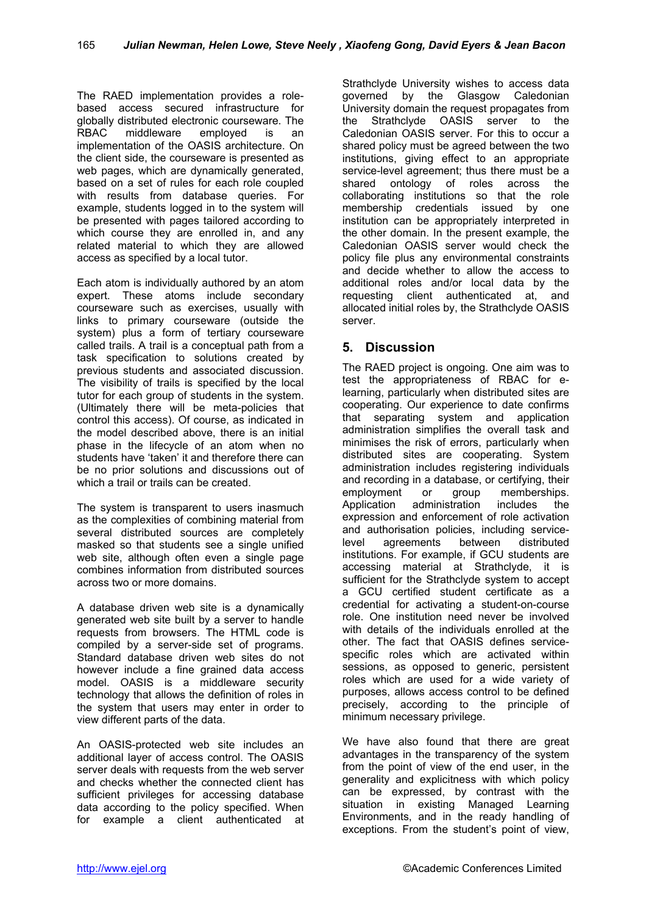The RAED implementation provides a role-based access secured infrastructure for globally distributed electronic courseware. The RBAC middleware employed is an implementation of the OASIS architecture. On the client side, the courseware is presented as web pages, which are dynamically generated, based on a set of rules for each role coupled with results from database queries. For example, students logged in to the system will be presented with pages tailored according to which course they are enrolled in, and any related material to which they are allowed access as specified by a local tutor.

Each atom is individually authored by an atom expert. These atoms include secondary courseware such as exercises, usually with links to primary courseware (outside the system) plus a form of tertiary courseware called trails. A trail is a conceptual path from a task specification to solutions created by previous students and associated discussion. The visibility of trails is specified by the local tutor for each group of students in the system. (Ultimately there will be meta-policies that control this access). Of course, as indicated in the model described above, there is an initial phase in the lifecycle of an atom when no students have 'taken' it and therefore there can be no prior solutions and discussions out of which a trail or trails can be created.

The system is transparent to users inasmuch as the complexities of combining material from several distributed sources are completely masked so that students see a single unified web site, although often even a single page combines information from distributed sources across two or more domains.

A database driven web site is a dynamically generated web site built by a server to handle requests from browsers. The HTML code is compiled by a server-side set of programs. Standard database driven web sites do not however include a fine grained data access model. OASIS is a middleware security technology that allows the definition of roles in the system that users may enter in order to view different parts of the data.

An OASIS-protected web site includes an additional layer of access control. The OASIS server deals with requests from the web server and checks whether the connected client has sufficient privileges for accessing database data according to the policy specified. When for example a client authenticated at Strathclyde University wishes to access data governed by the Glasgow Caledonian University domain the request propagates from the Strathclyde OASIS server to the Caledonian OASIS server. For this to occur a shared policy must be agreed between the two institutions, giving effect to an appropriate service-level agreement; thus there must be a shared ontology of roles across the collaborating institutions so that the role membership credentials issued by one institution can be appropriately interpreted in the other domain. In the present example, the Caledonian OASIS server would check the policy file plus any environmental constraints and decide whether to allow the access to additional roles and/or local data by the requesting client authenticated at, and allocated initial roles by, the Strathclyde OASIS server.

## 5. Discussion

The RAED project is ongoing. One aim was to test the appropriateness of RBAC for e-learning, particularly when distributed sites are cooperating. Our experience to date confirms that separating system and application administration simplifies the overall task and minimises the risk of errors, particularly when distributed sites are cooperating. System administration includes registering individuals and recording in a database, or certifying, their employment or group memberships. Application administration includes the expression and enforcement of role activation and authorisation policies, including service-level agreements between distributed institutions. For example, if GCU students are accessing material at Strathclyde, it is sufficient for the Strathclyde system to accept a GCU certified student certificate as a credential for activating a student-on-course role. One institution need never be involved with details of the individuals enrolled at the other. The fact that OASIS defines service-specific roles which are activated within sessions, as opposed to generic, persistent roles which are used for a wide variety of purposes, allows access control to be defined precisely, according to the principle of minimum necessary privilege.

We have also found that there are great advantages in the transparency of the system from the point of view of the end user, in the generality and explicitness with which policy can be expressed, by contrast with the situation in existing Managed Learning Environments, and in the ready handling of exceptions. From the student's point of view,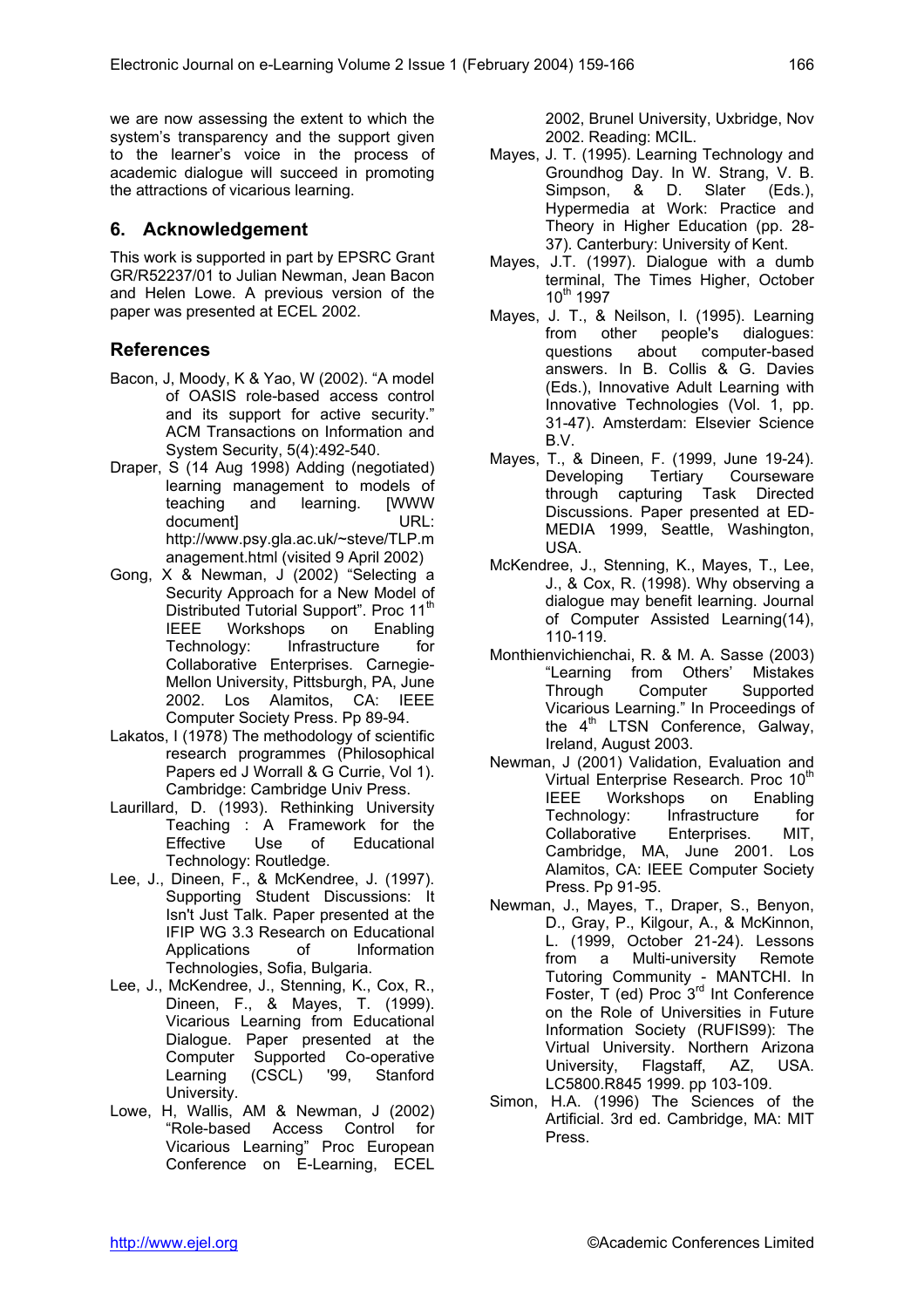we are now assessing the extent to which the system's transparency and the support given to the learner's voice in the process of academic dialogue will succeed in promoting the attractions of vicarious learning.

## 6. Acknowledgement

This work is supported in part by EPSRC Grant GR/R52237/01 to Julian Newman, Jean Bacon and Helen Lowe. A previous version of the paper was presented at ECEL 2002.

## References

Bacon, J, Moody, K & Yao, W (2002). "A model of OASIS role-based access control and its support for active security." ACM Transactions on Information and System Security, 5(4):492-540.

Draper, S (14 Aug 1998) Adding (negotiated) learning management to models of teaching and learning. [WWW document] URL: http://www.psy.gla.ac.uk/~steve/TLP.management.html (visited 9 April 2002)

Gong, X & Newman, J (2002) "Selecting a Security Approach for a New Model of Distributed Tutorial Support". Proc 11th IEEE Workshops on Enabling Technology: Infrastructure for Collaborative Enterprises. Carnegie-Mellon University, Pittsburgh, PA, June 2002. Los Alamitos, CA: IEEE Computer Society Press. Pp 89-94.

Lakatos, I (1978) The methodology of scientific research programmes (Philosophical Papers ed J Worrall & G Currie, Vol 1). Cambridge: Cambridge Univ Press.

Laurillard, D. (1993). Rethinking University Teaching : A Framework for the Effective Use of Educational Technology: Routledge.

Lee, J., Dineen, F., & McKendree, J. (1997). Supporting Student Discussions: It Isn't Just Talk. Paper presented at the IFIP WG 3.3 Research on Educational Applications of Information Technologies, Sofia, Bulgaria.

Lee, J., McKendree, J., Stenning, K., Cox, R., Dineen, F., & Mayes, T. (1999). Vicarious Learning from Educational Dialogue. Paper presented at the Computer Supported Co-operative Learning (CSCL) '99, Stanford University.

Lowe, H, Wallis, AM & Newman, J (2002) "Role-based Access Control for Vicarious Learning" Proc European Conference on E-Learning, ECEL 2002, Brunel University, Uxbridge, Nov 2002. Reading: MCIL.

Mayes, J. T. (1995). Learning Technology and Groundhog Day. In W. Strang, V. B. Simpson, & D. Slater (Eds.), Hypermedia at Work: Practice and Theory in Higher Education (pp. 28-37). Canterbury: University of Kent.

Mayes, J.T. (1997). Dialogue with a dumb terminal, The Times Higher, October 10th 1997

Mayes, J. T., & Neilson, I. (1995). Learning from other people's dialogues: questions about computer-based answers. In B. Collis & G. Davies (Eds.), Innovative Adult Learning with Innovative Technologies (Vol. 1, pp. 31-47). Amsterdam: Elsevier Science B.V.

Mayes, T., & Dineen, F. (1999, June 19-24). Developing Tertiary Courseware through capturing Task Directed Discussions. Paper presented at ED-MEDIA 1999, Seattle, Washington, USA.

McKendree, J., Stenning, K., Mayes, T., Lee, J., & Cox, R. (1998). Why observing a dialogue may benefit learning. Journal of Computer Assisted Learning(14), 110-119.

Monthienvichienchai, R. & M. A. Sasse (2003) "Learning from Others' Mistakes Through Computer Supported Vicarious Learning." In Proceedings of the 4th LTSN Conference, Galway, Ireland, August 2003.

Newman, J (2001) Validation, Evaluation and Virtual Enterprise Research. Proc 10th IEEE Workshops on Enabling Technology: Infrastructure for Collaborative Enterprises. MIT, Cambridge, MA, June 2001. Los Alamitos, CA: IEEE Computer Society Press. Pp 91-95.

Newman, J., Mayes, T., Draper, S., Benyon, D., Gray, P., Kilgour, A., & McKinnon, L. (1999, October 21-24). Lessons from a Multi-university Remote Tutoring Community - MANTCHI. In Foster, T (ed) Proc 3rd Int Conference on the Role of Universities in Future Information Society (RUFIS99): The Virtual University. Northern Arizona University, Flagstaff, AZ, USA. LC5800.R845 1999. pp 103-109.

Simon, H.A. (1996) The Sciences of the Artificial. 3rd ed. Cambridge, MA: MIT Press.